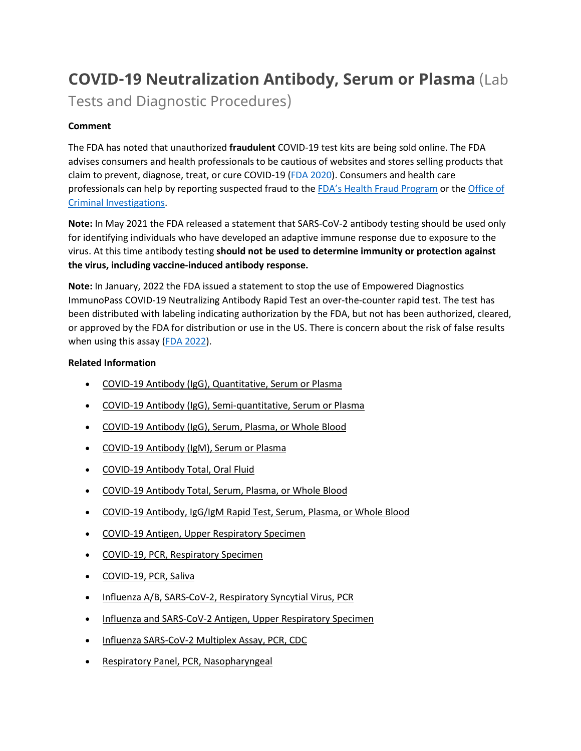# COVID-19 Neutralization Antibody, Serum or Plasma (Lab Tests and Diagnostic Procedures)

**Comment**

The FDA has noted that unauthorized **fraudulent** COVID-19 test kits are being sold online. The FDA advises consumers and health professionals to be cautious of websites and stores selling products that claim to prevent, diagnose, treat, or cure COVID-19 (FDA 2020). Consumers and health care professionals can help by reporting suspected fraud to the FDA's Health Fraud Program or the Office of Criminal Investigations.

**Note:** In May 2021 the FDA released a statement that SARS-CoV-2 antibody testing should be used only for identifying individuals who have developed an adaptive immune response due to exposure to the virus. At this time antibody testing **should not be used to determine immunity or protection against the virus, including vaccine-induced antibody response.**

**Note:** In January, 2022 the FDA issued a statement to stop the use of Empowered Diagnostics ImmunoPass COVID-19 Neutralizing Antibody Rapid Test an over-the-counter rapid test. The test has been distributed with labeling indicating authorization by the FDA, but not has been authorized, cleared, or approved by the FDA for distribution or use in the US. There is concern about the risk of false results when using this assay (FDA 2022).

**Related Information**

- COVID-19 Antibody (IgG), Quantitative, Serum or Plasma
- COVID-19 Antibody (IgG), Semi-quantitative, Serum or Plasma
- COVID-19 Antibody (IgG), Serum, Plasma, or Whole Blood
- COVID-19 Antibody (IgM), Serum or Plasma
- COVID-19 Antibody Total, Oral Fluid
- COVID-19 Antibody Total, Serum, Plasma, or Whole Blood
- COVID-19 Antibody, IgG/IgM Rapid Test, Serum, Plasma, or Whole Blood
- COVID-19 Antigen, Upper Respiratory Specimen
- COVID-19, PCR, Respiratory Specimen
- COVID-19, PCR, Saliva
- Influenza A/B, SARS-CoV-2, Respiratory Syncytial Virus, PCR
- Influenza and SARS-CoV-2 Antigen, Upper Respiratory Specimen
- Influenza SARS-CoV-2 Multiplex Assay, PCR, CDC
- Respiratory Panel, PCR, Nasopharyngeal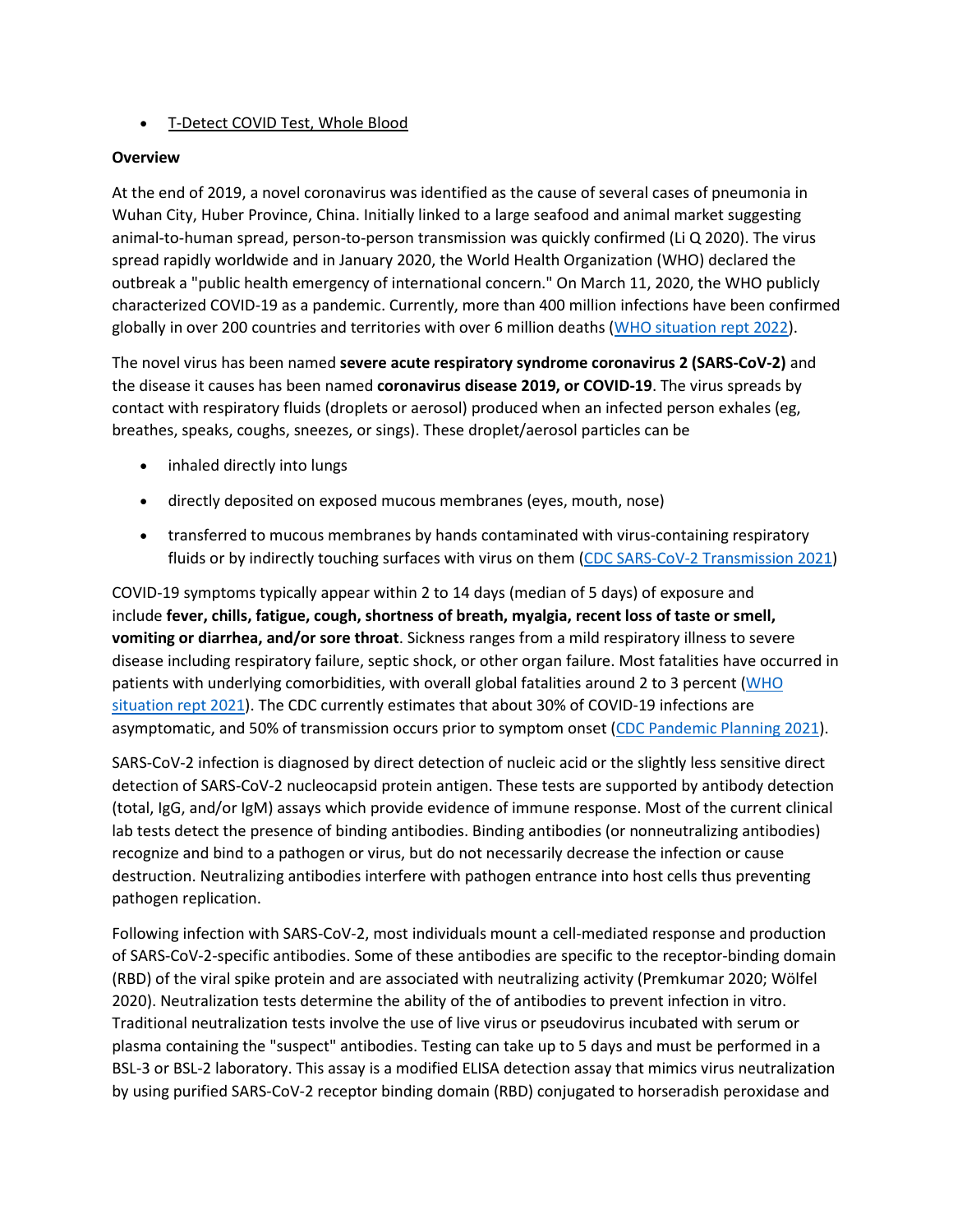- T-Detect COVID Test, Whole Blood

**Overview**

At the end of 2019, a novel coronavirus was identified as the cause of several cases of pneumonia in Wuhan City, Huber Province, China. Initially linked to a large seafood and animal market suggesting animal-to-human spread, person-to-person transmission was quickly confirmed (Li Q 2020). The virus spread rapidly worldwide and in January 2020, the World Health Organization (WHO) declared the outbreak a "public health emergency of international concern." On March 11, 2020, the WHO publicly characterized COVID-19 as a pandemic. Currently, more than 400 million infections have been confirmed globally in over 200 countries and territories with over 6 million deaths (WHO situation rept 2022).

The novel virus has been named **severe acute respiratory syndrome coronavirus 2 (SARS-CoV-2)** and the disease it causes has been named **coronavirus disease 2019, or COVID-19**. The virus spreads by contact with respiratory fluids (droplets or aerosol) produced when an infected person exhales (eg, breathes, speaks, coughs, sneezes, or sings). These droplet/aerosol particles can be

- inhaled directly into lungs
- directly deposited on exposed mucous membranes (eyes, mouth, nose)
- transferred to mucous membranes by hands contaminated with virus-containing respiratory fluids or by indirectly touching surfaces with virus on them (CDC SARS-CoV-2 Transmission 2021)

COVID-19 symptoms typically appear within 2 to 14 days (median of 5 days) of exposure and include **fever, chills, fatigue, cough, shortness of breath, myalgia, recent loss of taste or smell, vomiting or diarrhea, and/or sore throat**. Sickness ranges from a mild respiratory illness to severe disease including respiratory failure, septic shock, or other organ failure. Most fatalities have occurred in patients with underlying comorbidities, with overall global fatalities around 2 to 3 percent (WHO situation rept 2021). The CDC currently estimates that about 30% of COVID-19 infections are asymptomatic, and 50% of transmission occurs prior to symptom onset (CDC Pandemic Planning 2021).

SARS-CoV-2 infection is diagnosed by direct detection of nucleic acid or the slightly less sensitive direct detection of SARS-CoV-2 nucleocapsid protein antigen. These tests are supported by antibody detection (total, IgG, and/or IgM) assays which provide evidence of immune response. Most of the current clinical lab tests detect the presence of binding antibodies. Binding antibodies (or nonneutralizing antibodies) recognize and bind to a pathogen or virus, but do not necessarily decrease the infection or cause destruction. Neutralizing antibodies interfere with pathogen entrance into host cells thus preventing pathogen replication.

Following infection with SARS-CoV-2, most individuals mount a cell-mediated response and production of SARS-CoV-2-specific antibodies. Some of these antibodies are specific to the receptor-binding domain (RBD) of the viral spike protein and are associated with neutralizing activity (Premkumar 2020; Wölfel 2020). Neutralization tests determine the ability of the of antibodies to prevent infection in vitro. Traditional neutralization tests involve the use of live virus or pseudovirus incubated with serum or plasma containing the "suspect" antibodies. Testing can take up to 5 days and must be performed in a BSL-3 or BSL-2 laboratory. This assay is a modified ELISA detection assay that mimics virus neutralization by using purified SARS-CoV-2 receptor binding domain (RBD) conjugated to horseradish peroxidase and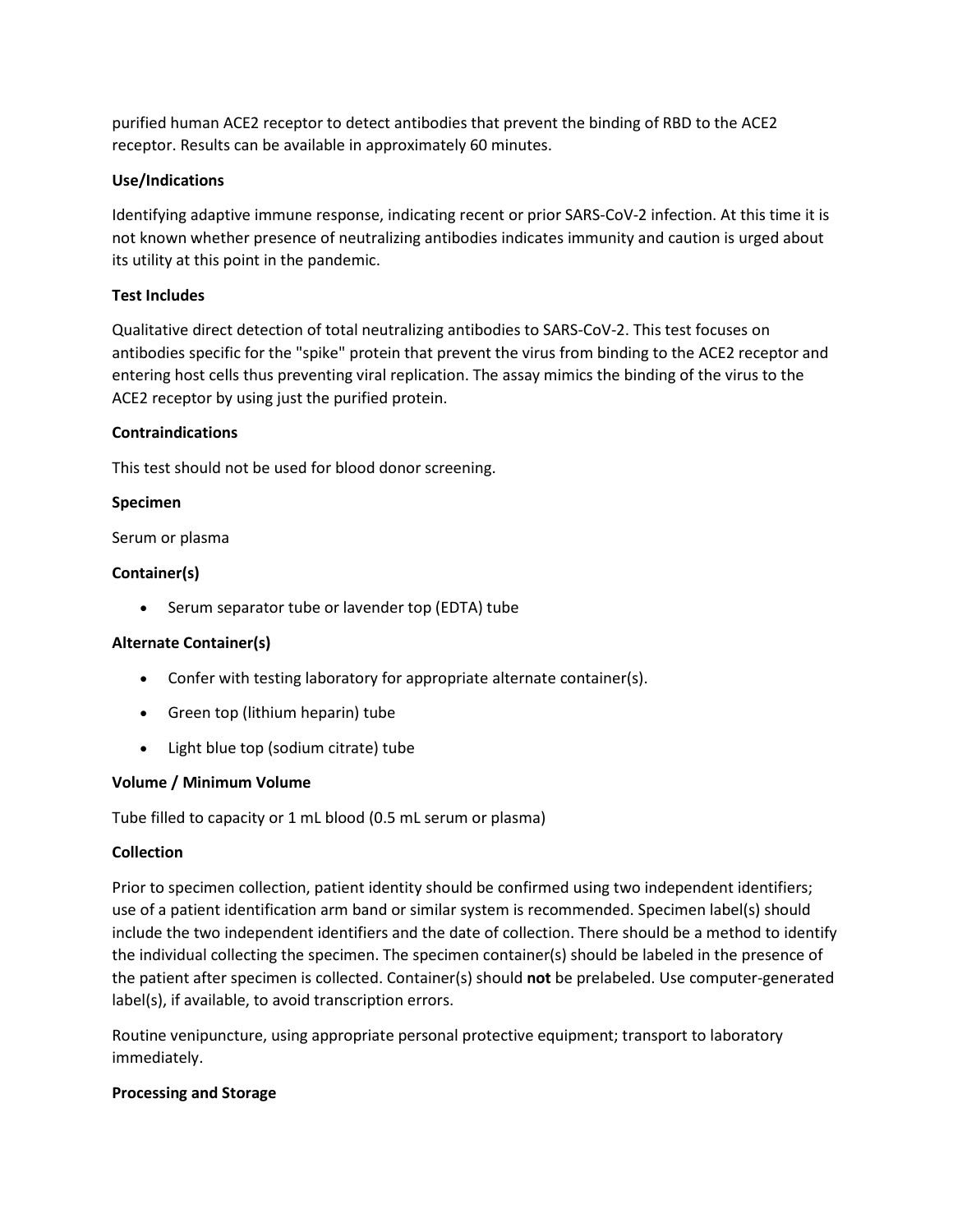purified human ACE2 receptor to detect antibodies that prevent the binding of RBD to the ACE2 receptor. Results can be available in approximately 60 minutes.

**Use/Indications**

Identifying adaptive immune response, indicating recent or prior SARS-CoV-2 infection. At this time it is not known whether presence of neutralizing antibodies indicates immunity and caution is urged about its utility at this point in the pandemic.

**Test Includes**

Qualitative direct detection of total neutralizing antibodies to SARS-CoV-2. This test focuses on antibodies specific for the "spike" protein that prevent the virus from binding to the ACE2 receptor and entering host cells thus preventing viral replication. The assay mimics the binding of the virus to the ACE2 receptor by using just the purified protein.

**Contraindications**

This test should not be used for blood donor screening.

**Specimen**

Serum or plasma

**Container(s)**

- Serum separator tube or lavender top (EDTA) tube

**Alternate Container(s)**

- Confer with testing laboratory for appropriate alternate container(s).
- Green top (lithium heparin) tube
- Light blue top (sodium citrate) tube

**Volume / Minimum Volume**

Tube filled to capacity or 1 mL blood (0.5 mL serum or plasma)

**Collection**

Prior to specimen collection, patient identity should be confirmed using two independent identifiers; use of a patient identification arm band or similar system is recommended. Specimen label(s) should include the two independent identifiers and the date of collection. There should be a method to identify the individual collecting the specimen. The specimen container(s) should be labeled in the presence of the patient after specimen is collected. Container(s) should **not** be prelabeled. Use computer-generated label(s), if available, to avoid transcription errors.

Routine venipuncture, using appropriate personal protective equipment; transport to laboratory immediately.

**Processing and Storage**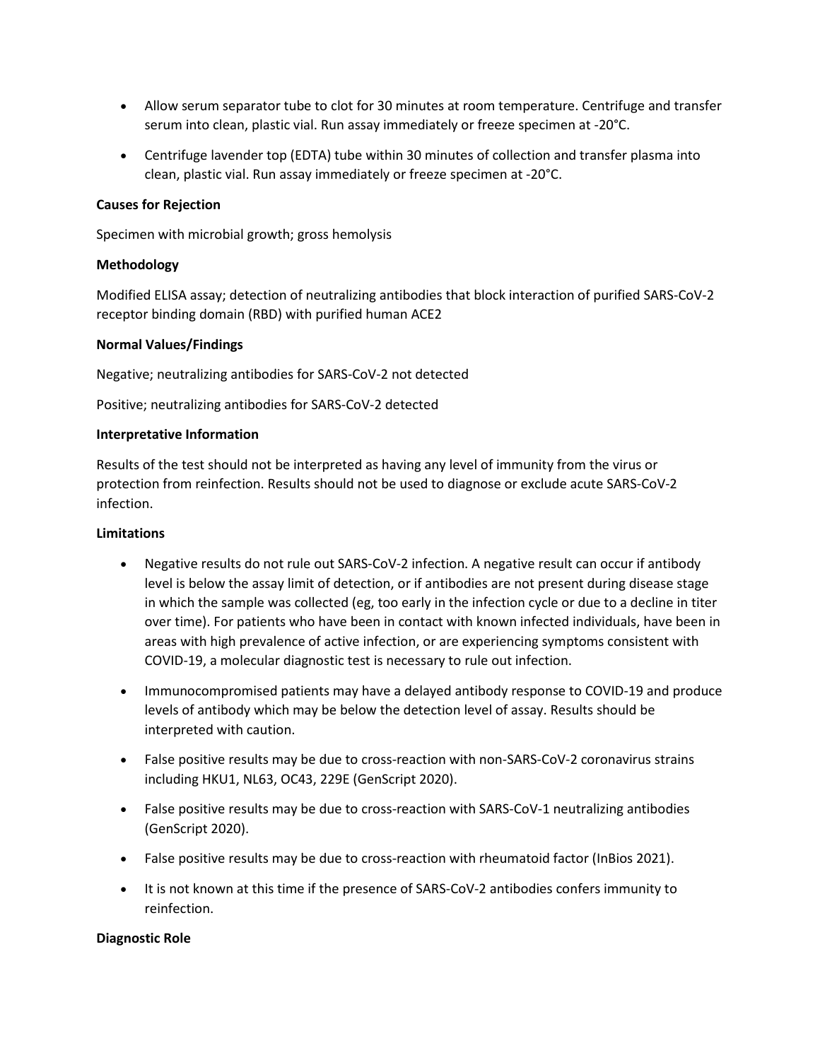- Allow serum separator tube to clot for 30 minutes at room temperature. Centrifuge and transfer serum into clean, plastic vial. Run assay immediately or freeze specimen at -20°C.
- Centrifuge lavender top (EDTA) tube within 30 minutes of collection and transfer plasma into clean, plastic vial. Run assay immediately or freeze specimen at -20°C.

**Causes for Rejection**

Specimen with microbial growth; gross hemolysis

**Methodology**

Modified ELISA assay; detection of neutralizing antibodies that block interaction of purified SARS-CoV-2 receptor binding domain (RBD) with purified human ACE2

**Normal Values/Findings**

Negative; neutralizing antibodies for SARS-CoV-2 not detected

Positive; neutralizing antibodies for SARS-CoV-2 detected

**Interpretative Information**

Results of the test should not be interpreted as having any level of immunity from the virus or protection from reinfection. Results should not be used to diagnose or exclude acute SARS-CoV-2 infection.

**Limitations**

- Negative results do not rule out SARS-CoV-2 infection. A negative result can occur if antibody level is below the assay limit of detection, or if antibodies are not present during disease stage in which the sample was collected (eg, too early in the infection cycle or due to a decline in titer over time). For patients who have been in contact with known infected individuals, have been in areas with high prevalence of active infection, or are experiencing symptoms consistent with COVID-19, a molecular diagnostic test is necessary to rule out infection.
- Immunocompromised patients may have a delayed antibody response to COVID-19 and produce levels of antibody which may be below the detection level of assay. Results should be interpreted with caution.
- False positive results may be due to cross-reaction with non-SARS-CoV-2 coronavirus strains including HKU1, NL63, OC43, 229E (GenScript 2020).
- False positive results may be due to cross-reaction with SARS-CoV-1 neutralizing antibodies (GenScript 2020).
- False positive results may be due to cross-reaction with rheumatoid factor (InBios 2021).
- It is not known at this time if the presence of SARS-CoV-2 antibodies confers immunity to reinfection.

**Diagnostic Role**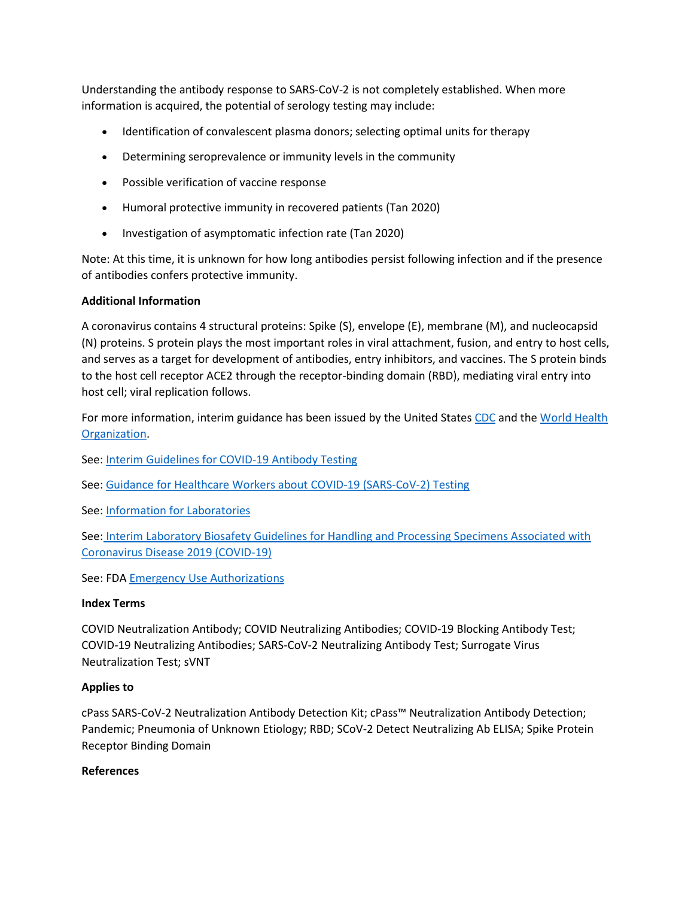Understanding the antibody response to SARS-CoV-2 is not completely established. When more information is acquired, the potential of serology testing may include:

- Identification of convalescent plasma donors; selecting optimal units for therapy
- Determining seroprevalence or immunity levels in the community
- Possible verification of vaccine response
- Humoral protective immunity in recovered patients (Tan 2020)
- Investigation of asymptomatic infection rate (Tan 2020)

Note: At this time, it is unknown for how long antibodies persist following infection and if the presence of antibodies confers protective immunity.

**Additional Information**

A coronavirus contains 4 structural proteins: Spike (S), envelope (E), membrane (M), and nucleocapsid (N) proteins. S protein plays the most important roles in viral attachment, fusion, and entry to host cells, and serves as a target for development of antibodies, entry inhibitors, and vaccines. The S protein binds to the host cell receptor ACE2 through the receptor-binding domain (RBD), mediating viral entry into host cell; viral replication follows.

For more information, interim guidance has been issued by the United States CDC and the World Health Organization.

See: Interim Guidelines for COVID-19 Antibody Testing

See: Guidance for Healthcare Workers about COVID-19 (SARS-CoV-2) Testing

See: Information for Laboratories

See: Interim Laboratory Biosafety Guidelines for Handling and Processing Specimens Associated with Coronavirus Disease 2019 (COVID-19)

See: FDA Emergency Use Authorizations

**Index Terms**

COVID Neutralization Antibody; COVID Neutralizing Antibodies; COVID-19 Blocking Antibody Test; COVID-19 Neutralizing Antibodies; SARS-CoV-2 Neutralizing Antibody Test; Surrogate Virus Neutralization Test; sVNT

**Applies to**

cPass SARS-CoV-2 Neutralization Antibody Detection Kit; cPass™ Neutralization Antibody Detection; Pandemic; Pneumonia of Unknown Etiology; RBD; SCoV-2 Detect Neutralizing Ab ELISA; Spike Protein Receptor Binding Domain

**References**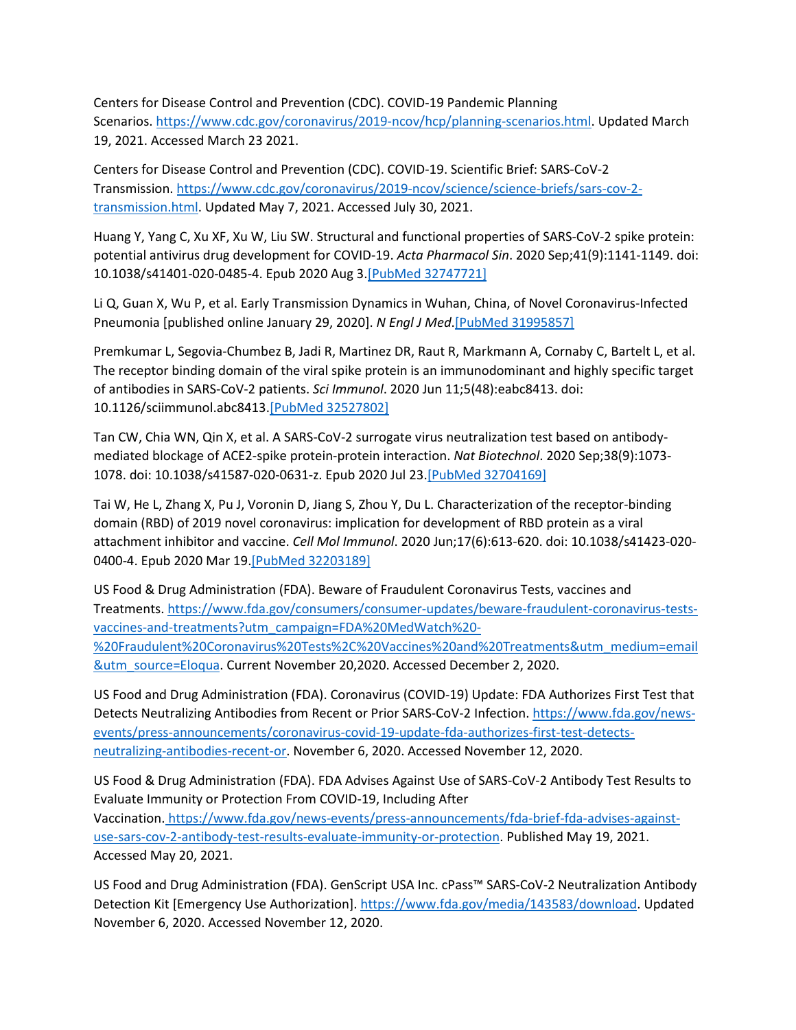Centers for Disease Control and Prevention (CDC). COVID-19 Pandemic Planning Scenarios. https://www.cdc.gov/coronavirus/2019-ncov/hcp/planning-scenarios.html. Updated March 19, 2021. Accessed March 23 2021.

Centers for Disease Control and Prevention (CDC). COVID-19. Scientific Brief: SARS-CoV-2 Transmission. https://www.cdc.gov/coronavirus/2019-ncov/science/science-briefs/sars-cov-2-transmission.html. Updated May 7, 2021. Accessed July 30, 2021.

Huang Y, Yang C, Xu XF, Xu W, Liu SW. Structural and functional properties of SARS-CoV-2 spike protein: potential antivirus drug development for COVID-19. *Acta Pharmacol Sin*. 2020 Sep;41(9):1141-1149. doi: 10.1038/s41401-020-0485-4. Epub 2020 Aug 3.[PubMed 32747721]

Li Q, Guan X, Wu P, et al. Early Transmission Dynamics in Wuhan, China, of Novel Coronavirus-Infected Pneumonia [published online January 29, 2020]. *N Engl J Med*.[PubMed 31995857]

Premkumar L, Segovia-Chumbez B, Jadi R, Martinez DR, Raut R, Markmann A, Cornaby C, Bartelt L, et al. The receptor binding domain of the viral spike protein is an immunodominant and highly specific target of antibodies in SARS-CoV-2 patients. *Sci Immunol*. 2020 Jun 11;5(48):eabc8413. doi: 10.1126/sciimmunol.abc8413.[PubMed 32527802]

Tan CW, Chia WN, Qin X, et al. A SARS-CoV-2 surrogate virus neutralization test based on antibody-mediated blockage of ACE2-spike protein-protein interaction. *Nat Biotechnol*. 2020 Sep;38(9):1073-1078. doi: 10.1038/s41587-020-0631-z. Epub 2020 Jul 23.[PubMed 32704169]

Tai W, He L, Zhang X, Pu J, Voronin D, Jiang S, Zhou Y, Du L. Characterization of the receptor-binding domain (RBD) of 2019 novel coronavirus: implication for development of RBD protein as a viral attachment inhibitor and vaccine. *Cell Mol Immunol*. 2020 Jun;17(6):613-620. doi: 10.1038/s41423-020-0400-4. Epub 2020 Mar 19.[PubMed 32203189]

US Food & Drug Administration (FDA). Beware of Fraudulent Coronavirus Tests, vaccines and Treatments. https://www.fda.gov/consumers/consumer-updates/beware-fraudulent-coronavirus-tests-vaccines-and-treatments?utm_campaign=FDA%20MedWatch%20-%20Fraudulent%20Coronavirus%20Tests%2C%20Vaccines%20and%20Treatments&utm_medium=email&utm_source=Eloqua. Current November 20,2020. Accessed December 2, 2020.

US Food and Drug Administration (FDA). Coronavirus (COVID-19) Update: FDA Authorizes First Test that Detects Neutralizing Antibodies from Recent or Prior SARS-CoV-2 Infection. https://www.fda.gov/news-events/press-announcements/coronavirus-covid-19-update-fda-authorizes-first-test-detects-neutralizing-antibodies-recent-or. November 6, 2020. Accessed November 12, 2020.

US Food & Drug Administration (FDA). FDA Advises Against Use of SARS-CoV-2 Antibody Test Results to Evaluate Immunity or Protection From COVID-19, Including After Vaccination. https://www.fda.gov/news-events/press-announcements/fda-brief-fda-advises-against-use-sars-cov-2-antibody-test-results-evaluate-immunity-or-protection. Published May 19, 2021. Accessed May 20, 2021.

US Food and Drug Administration (FDA). GenScript USA Inc. cPass™ SARS-CoV-2 Neutralization Antibody Detection Kit [Emergency Use Authorization]. https://www.fda.gov/media/143583/download. Updated November 6, 2020. Accessed November 12, 2020.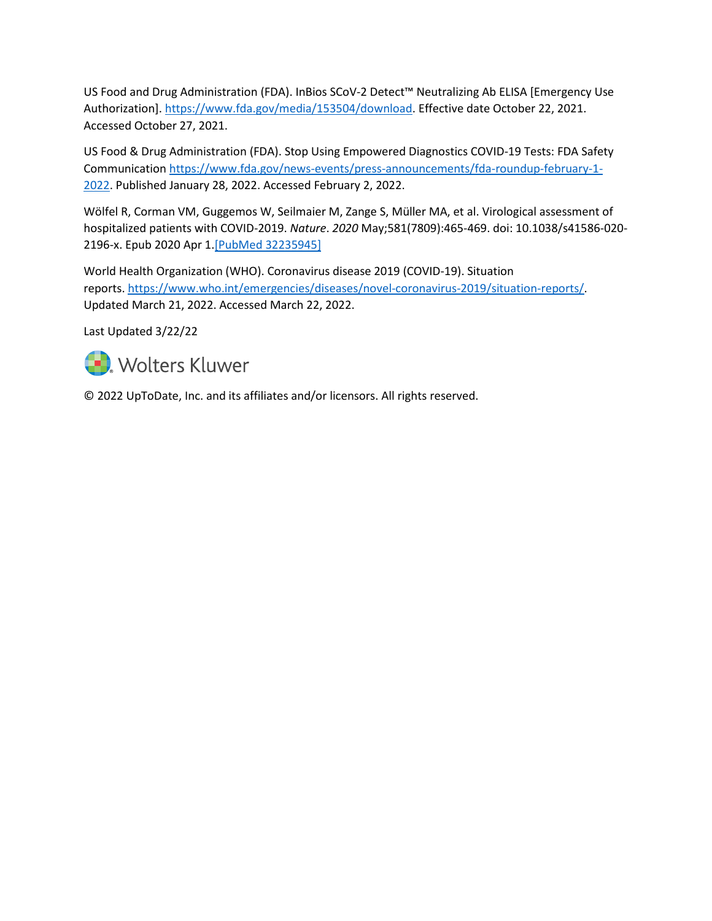US Food and Drug Administration (FDA). InBios SCoV-2 Detect™ Neutralizing Ab ELISA [Emergency Use Authorization]. https://www.fda.gov/media/153504/download. Effective date October 22, 2021. Accessed October 27, 2021.

US Food & Drug Administration (FDA). Stop Using Empowered Diagnostics COVID-19 Tests: FDA Safety Communication https://www.fda.gov/news-events/press-announcements/fda-roundup-february-1-2022. Published January 28, 2022. Accessed February 2, 2022.

Wölfel R, Corman VM, Guggemos W, Seilmaier M, Zange S, Müller MA, et al. Virological assessment of hospitalized patients with COVID-2019. *Nature*. *2020* May;581(7809):465-469. doi: 10.1038/s41586-020-2196-x. Epub 2020 Apr 1.[PubMed 32235945]

World Health Organization (WHO). Coronavirus disease 2019 (COVID-19). Situation reports. https://www.who.int/emergencies/diseases/novel-coronavirus-2019/situation-reports/. Updated March 21, 2022. Accessed March 22, 2022.

Last Updated 3/22/22

Wolters Kluwer

© 2022 UpToDate, Inc. and its affiliates and/or licensors. All rights reserved.